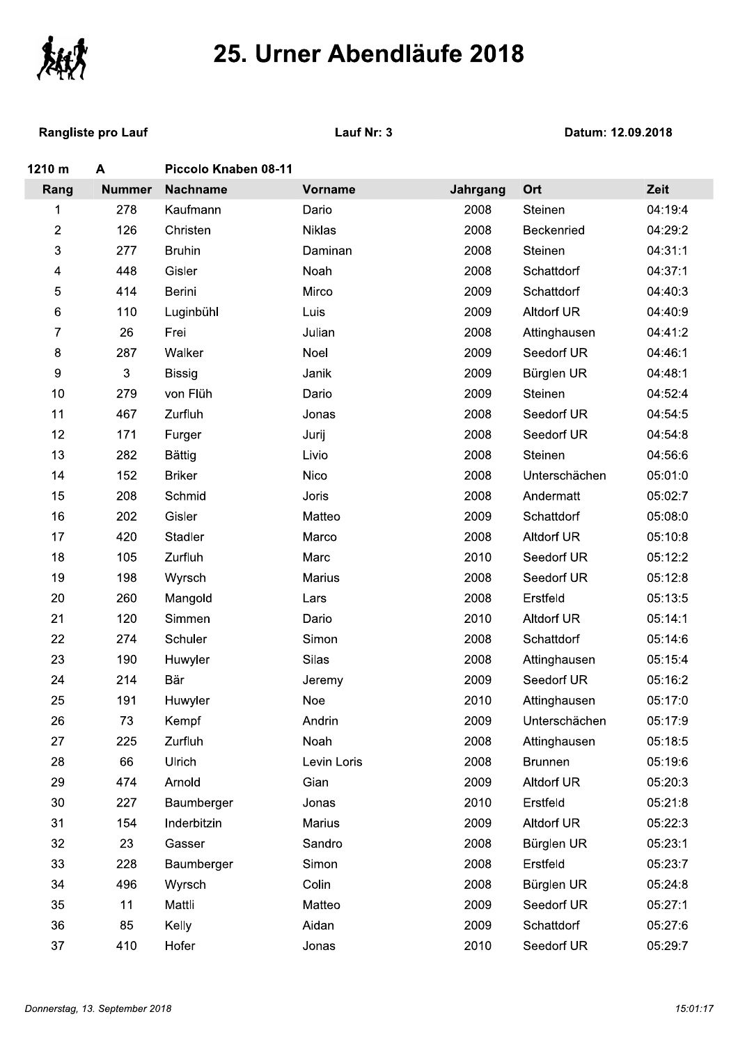# 25. Urner Abendläufe 2018

**Rangliste pro Lauf** | **Lauf Nr: 3** | **Datum: 12.09.2018**

**1210 m** | **A** | **Piccolo Knaben 08-11**

| Rang | Nummer | Nachname | Vorname | Jahrgang | Ort | Zeit |
|---|---|---|---|---|---|---|
| 1 | 278 | Kaufmann | Dario | 2008 | Steinen | 04:19:4 |
| 2 | 126 | Christen | Niklas | 2008 | Beckenried | 04:29:2 |
| 3 | 277 | Bruhin | Daminan | 2008 | Steinen | 04:31:1 |
| 4 | 448 | Gisler | Noah | 2008 | Schattdorf | 04:37:1 |
| 5 | 414 | Berini | Mirco | 2009 | Schattdorf | 04:40:3 |
| 6 | 110 | Luginbühl | Luis | 2009 | Altdorf UR | 04:40:9 |
| 7 | 26 | Frei | Julian | 2008 | Attinghausen | 04:41:2 |
| 8 | 287 | Walker | Noel | 2009 | Seedorf UR | 04:46:1 |
| 9 | 3 | Bissig | Janik | 2009 | Bürglen UR | 04:48:1 |
| 10 | 279 | von Flüh | Dario | 2009 | Steinen | 04:52:4 |
| 11 | 467 | Zurfluh | Jonas | 2008 | Seedorf UR | 04:54:5 |
| 12 | 171 | Furger | Jurij | 2008 | Seedorf UR | 04:54:8 |
| 13 | 282 | Bättig | Livio | 2008 | Steinen | 04:56:6 |
| 14 | 152 | Briker | Nico | 2008 | Unterschächen | 05:01:0 |
| 15 | 208 | Schmid | Joris | 2008 | Andermatt | 05:02:7 |
| 16 | 202 | Gisler | Matteo | 2009 | Schattdorf | 05:08:0 |
| 17 | 420 | Stadler | Marco | 2008 | Altdorf UR | 05:10:8 |
| 18 | 105 | Zurfluh | Marc | 2010 | Seedorf UR | 05:12:2 |
| 19 | 198 | Wyrsch | Marius | 2008 | Seedorf UR | 05:12:8 |
| 20 | 260 | Mangold | Lars | 2008 | Erstfeld | 05:13:5 |
| 21 | 120 | Simmen | Dario | 2010 | Altdorf UR | 05:14:1 |
| 22 | 274 | Schuler | Simon | 2008 | Schattdorf | 05:14:6 |
| 23 | 190 | Huwyler | Silas | 2008 | Attinghausen | 05:15:4 |
| 24 | 214 | Bär | Jeremy | 2009 | Seedorf UR | 05:16:2 |
| 25 | 191 | Huwyler | Noe | 2010 | Attinghausen | 05:17:0 |
| 26 | 73 | Kempf | Andrin | 2009 | Unterschächen | 05:17:9 |
| 27 | 225 | Zurfluh | Noah | 2008 | Attinghausen | 05:18:5 |
| 28 | 66 | Ulrich | Levin Loris | 2008 | Brunnen | 05:19:6 |
| 29 | 474 | Arnold | Gian | 2009 | Altdorf UR | 05:20:3 |
| 30 | 227 | Baumberger | Jonas | 2010 | Erstfeld | 05:21:8 |
| 31 | 154 | Inderbitzin | Marius | 2009 | Altdorf UR | 05:22:3 |
| 32 | 23 | Gasser | Sandro | 2008 | Bürglen UR | 05:23:1 |
| 33 | 228 | Baumberger | Simon | 2008 | Erstfeld | 05:23:7 |
| 34 | 496 | Wyrsch | Colin | 2008 | Bürglen UR | 05:24:8 |
| 35 | 11 | Mattli | Matteo | 2009 | Seedorf UR | 05:27:1 |
| 36 | 85 | Kelly | Aidan | 2009 | Schattdorf | 05:27:6 |
| 37 | 410 | Hofer | Jonas | 2010 | Seedorf UR | 05:29:7 |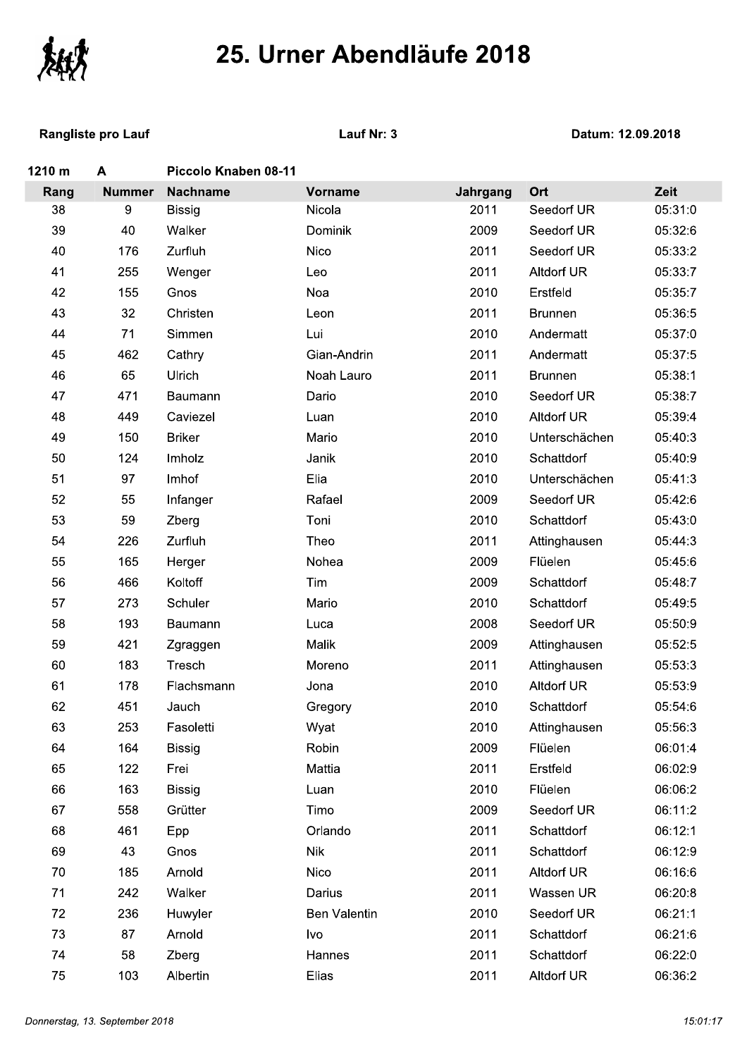# 25. Urner Abendläufe 2018

**Rangliste pro Lauf** **Lauf Nr: 3** **Datum: 12.09.2018**

**1210 m** **A** **Piccolo Knaben 08-11**

| Rang | Nummer | Nachname | Vorname | Jahrgang | Ort | Zeit |
|---|---|---|---|---|---|---|
| 38 | 9 | Bissig | Nicola | 2011 | Seedorf UR | 05:31:0 |
| 39 | 40 | Walker | Dominik | 2009 | Seedorf UR | 05:32:6 |
| 40 | 176 | Zurfluh | Nico | 2011 | Seedorf UR | 05:33:2 |
| 41 | 255 | Wenger | Leo | 2011 | Altdorf UR | 05:33:7 |
| 42 | 155 | Gnos | Noa | 2010 | Erstfeld | 05:35:7 |
| 43 | 32 | Christen | Leon | 2011 | Brunnen | 05:36:5 |
| 44 | 71 | Simmen | Lui | 2010 | Andermatt | 05:37:0 |
| 45 | 462 | Cathry | Gian-Andrin | 2011 | Andermatt | 05:37:5 |
| 46 | 65 | Ulrich | Noah Lauro | 2011 | Brunnen | 05:38:1 |
| 47 | 471 | Baumann | Dario | 2010 | Seedorf UR | 05:38:7 |
| 48 | 449 | Caviezel | Luan | 2010 | Altdorf UR | 05:39:4 |
| 49 | 150 | Briker | Mario | 2010 | Unterschächen | 05:40:3 |
| 50 | 124 | Imholz | Janik | 2010 | Schattdorf | 05:40:9 |
| 51 | 97 | Imhof | Elia | 2010 | Unterschächen | 05:41:3 |
| 52 | 55 | Infanger | Rafael | 2009 | Seedorf UR | 05:42:6 |
| 53 | 59 | Zberg | Toni | 2010 | Schattdorf | 05:43:0 |
| 54 | 226 | Zurfluh | Theo | 2011 | Attinghausen | 05:44:3 |
| 55 | 165 | Herger | Nohea | 2009 | Flüelen | 05:45:6 |
| 56 | 466 | Koltoff | Tim | 2009 | Schattdorf | 05:48:7 |
| 57 | 273 | Schuler | Mario | 2010 | Schattdorf | 05:49:5 |
| 58 | 193 | Baumann | Luca | 2008 | Seedorf UR | 05:50:9 |
| 59 | 421 | Zgraggen | Malik | 2009 | Attinghausen | 05:52:5 |
| 60 | 183 | Tresch | Moreno | 2011 | Attinghausen | 05:53:3 |
| 61 | 178 | Flachsmann | Jona | 2010 | Altdorf UR | 05:53:9 |
| 62 | 451 | Jauch | Gregory | 2010 | Schattdorf | 05:54:6 |
| 63 | 253 | Fasoletti | Wyat | 2010 | Attinghausen | 05:56:3 |
| 64 | 164 | Bissig | Robin | 2009 | Flüelen | 06:01:4 |
| 65 | 122 | Frei | Mattia | 2011 | Erstfeld | 06:02:9 |
| 66 | 163 | Bissig | Luan | 2010 | Flüelen | 06:06:2 |
| 67 | 558 | Grütter | Timo | 2009 | Seedorf UR | 06:11:2 |
| 68 | 461 | Epp | Orlando | 2011 | Schattdorf | 06:12:1 |
| 69 | 43 | Gnos | Nik | 2011 | Schattdorf | 06:12:9 |
| 70 | 185 | Arnold | Nico | 2011 | Altdorf UR | 06:16:6 |
| 71 | 242 | Walker | Darius | 2011 | Wassen UR | 06:20:8 |
| 72 | 236 | Huwyler | Ben Valentin | 2010 | Seedorf UR | 06:21:1 |
| 73 | 87 | Arnold | Ivo | 2011 | Schattdorf | 06:21:6 |
| 74 | 58 | Zberg | Hannes | 2011 | Schattdorf | 06:22:0 |
| 75 | 103 | Albertin | Elias | 2011 | Altdorf UR | 06:36:2 |

*Donnerstag, 13. September 2018* *15:01:17*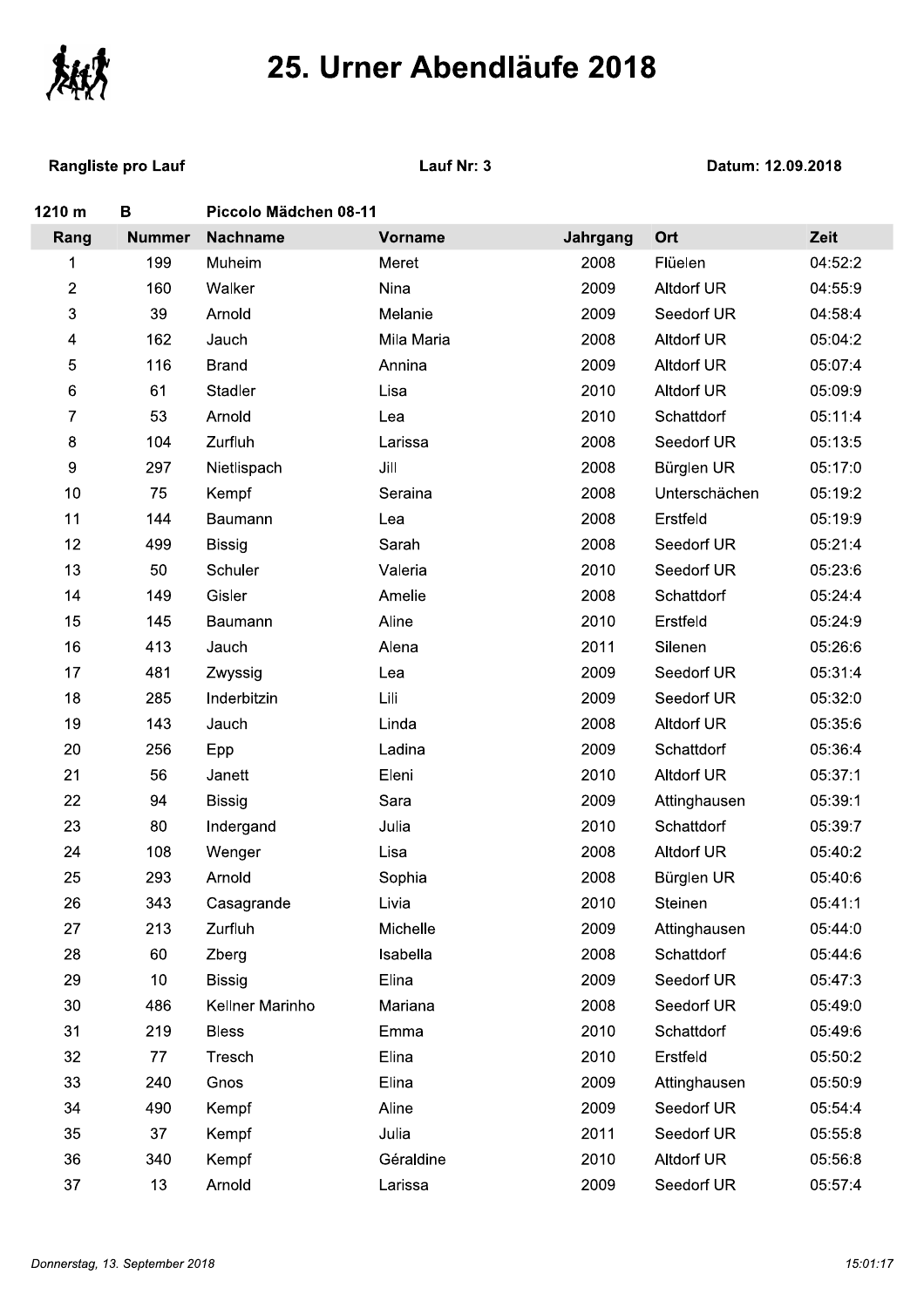# 25. Urner Abendläufe 2018

**Rangliste pro Lauf** | **Lauf Nr: 3** | **Datum: 12.09.2018**

**1210 m** | **B** | **Piccolo Mädchen 08-11**

| Rang | Nummer | Nachname | Vorname | Jahrgang | Ort | Zeit |
|---|---|---|---|---|---|---|
| 1 | 199 | Muheim | Meret | 2008 | Flüelen | 04:52:2 |
| 2 | 160 | Walker | Nina | 2009 | Altdorf UR | 04:55:9 |
| 3 | 39 | Arnold | Melanie | 2009 | Seedorf UR | 04:58:4 |
| 4 | 162 | Jauch | Mila Maria | 2008 | Altdorf UR | 05:04:2 |
| 5 | 116 | Brand | Annina | 2009 | Altdorf UR | 05:07:4 |
| 6 | 61 | Stadler | Lisa | 2010 | Altdorf UR | 05:09:9 |
| 7 | 53 | Arnold | Lea | 2010 | Schattdorf | 05:11:4 |
| 8 | 104 | Zurfluh | Larissa | 2008 | Seedorf UR | 05:13:5 |
| 9 | 297 | Nietlispach | Jill | 2008 | Bürglen UR | 05:17:0 |
| 10 | 75 | Kempf | Seraina | 2008 | Unterschächen | 05:19:2 |
| 11 | 144 | Baumann | Lea | 2008 | Erstfeld | 05:19:9 |
| 12 | 499 | Bissig | Sarah | 2008 | Seedorf UR | 05:21:4 |
| 13 | 50 | Schuler | Valeria | 2010 | Seedorf UR | 05:23:6 |
| 14 | 149 | Gisler | Amelie | 2008 | Schattdorf | 05:24:4 |
| 15 | 145 | Baumann | Aline | 2010 | Erstfeld | 05:24:9 |
| 16 | 413 | Jauch | Alena | 2011 | Silenen | 05:26:6 |
| 17 | 481 | Zwyssig | Lea | 2009 | Seedorf UR | 05:31:4 |
| 18 | 285 | Inderbitzin | Lili | 2009 | Seedorf UR | 05:32:0 |
| 19 | 143 | Jauch | Linda | 2008 | Altdorf UR | 05:35:6 |
| 20 | 256 | Epp | Ladina | 2009 | Schattdorf | 05:36:4 |
| 21 | 56 | Janett | Eleni | 2010 | Altdorf UR | 05:37:1 |
| 22 | 94 | Bissig | Sara | 2009 | Attinghausen | 05:39:1 |
| 23 | 80 | Indergand | Julia | 2010 | Schattdorf | 05:39:7 |
| 24 | 108 | Wenger | Lisa | 2008 | Altdorf UR | 05:40:2 |
| 25 | 293 | Arnold | Sophia | 2008 | Bürglen UR | 05:40:6 |
| 26 | 343 | Casagrande | Livia | 2010 | Steinen | 05:41:1 |
| 27 | 213 | Zurfluh | Michelle | 2009 | Attinghausen | 05:44:0 |
| 28 | 60 | Zberg | Isabella | 2008 | Schattdorf | 05:44:6 |
| 29 | 10 | Bissig | Elina | 2009 | Seedorf UR | 05:47:3 |
| 30 | 486 | Kellner Marinho | Mariana | 2008 | Seedorf UR | 05:49:0 |
| 31 | 219 | Bless | Emma | 2010 | Schattdorf | 05:49:6 |
| 32 | 77 | Tresch | Elina | 2010 | Erstfeld | 05:50:2 |
| 33 | 240 | Gnos | Elina | 2009 | Attinghausen | 05:50:9 |
| 34 | 490 | Kempf | Aline | 2009 | Seedorf UR | 05:54:4 |
| 35 | 37 | Kempf | Julia | 2011 | Seedorf UR | 05:55:8 |
| 36 | 340 | Kempf | Géraldine | 2010 | Altdorf UR | 05:56:8 |
| 37 | 13 | Arnold | Larissa | 2009 | Seedorf UR | 05:57:4 |

*Donnerstag, 13. September 2018* 15:01:17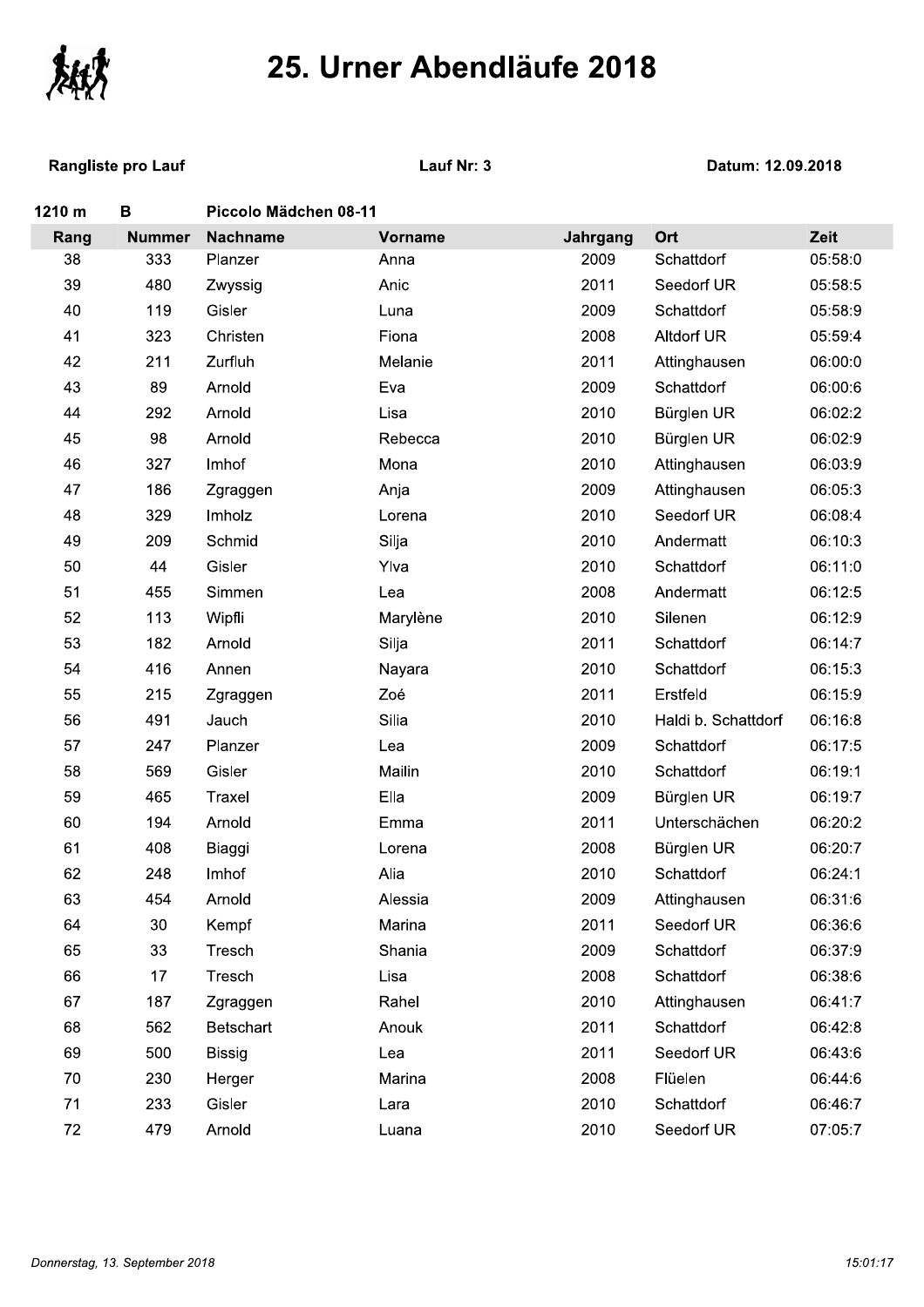# 25. Urner Abendläufe 2018

**Rangliste pro Lauf** **Lauf Nr: 3** **Datum: 12.09.2018**

**1210 m** **B** **Piccolo Mädchen 08-11**

| Rang | Nummer | Nachname | Vorname | Jahrgang | Ort | Zeit |
|---|---|---|---|---|---|---|
| 38 | 333 | Planzer | Anna | 2009 | Schattdorf | 05:58:0 |
| 39 | 480 | Zwyssig | Anic | 2011 | Seedorf UR | 05:58:5 |
| 40 | 119 | Gisler | Luna | 2009 | Schattdorf | 05:58:9 |
| 41 | 323 | Christen | Fiona | 2008 | Altdorf UR | 05:59:4 |
| 42 | 211 | Zurfluh | Melanie | 2011 | Attinghausen | 06:00:0 |
| 43 | 89 | Arnold | Eva | 2009 | Schattdorf | 06:00:6 |
| 44 | 292 | Arnold | Lisa | 2010 | Bürglen UR | 06:02:2 |
| 45 | 98 | Arnold | Rebecca | 2010 | Bürglen UR | 06:02:9 |
| 46 | 327 | Imhof | Mona | 2010 | Attinghausen | 06:03:9 |
| 47 | 186 | Zgraggen | Anja | 2009 | Attinghausen | 06:05:3 |
| 48 | 329 | Imholz | Lorena | 2010 | Seedorf UR | 06:08:4 |
| 49 | 209 | Schmid | Silja | 2010 | Andermatt | 06:10:3 |
| 50 | 44 | Gisler | Ylva | 2010 | Schattdorf | 06:11:0 |
| 51 | 455 | Simmen | Lea | 2008 | Andermatt | 06:12:5 |
| 52 | 113 | Wipfli | Marylène | 2010 | Silenen | 06:12:9 |
| 53 | 182 | Arnold | Silja | 2011 | Schattdorf | 06:14:7 |
| 54 | 416 | Annen | Nayara | 2010 | Schattdorf | 06:15:3 |
| 55 | 215 | Zgraggen | Zoé | 2011 | Erstfeld | 06:15:9 |
| 56 | 491 | Jauch | Silia | 2010 | Haldi b. Schattdorf | 06:16:8 |
| 57 | 247 | Planzer | Lea | 2009 | Schattdorf | 06:17:5 |
| 58 | 569 | Gisler | Mailin | 2010 | Schattdorf | 06:19:1 |
| 59 | 465 | Traxel | Ella | 2009 | Bürglen UR | 06:19:7 |
| 60 | 194 | Arnold | Emma | 2011 | Unterschächen | 06:20:2 |
| 61 | 408 | Biaggi | Lorena | 2008 | Bürglen UR | 06:20:7 |
| 62 | 248 | Imhof | Alia | 2010 | Schattdorf | 06:24:1 |
| 63 | 454 | Arnold | Alessia | 2009 | Attinghausen | 06:31:6 |
| 64 | 30 | Kempf | Marina | 2011 | Seedorf UR | 06:36:6 |
| 65 | 33 | Tresch | Shania | 2009 | Schattdorf | 06:37:9 |
| 66 | 17 | Tresch | Lisa | 2008 | Schattdorf | 06:38:6 |
| 67 | 187 | Zgraggen | Rahel | 2010 | Attinghausen | 06:41:7 |
| 68 | 562 | Betschart | Anouk | 2011 | Schattdorf | 06:42:8 |
| 69 | 500 | Bissig | Lea | 2011 | Seedorf UR | 06:43:6 |
| 70 | 230 | Herger | Marina | 2008 | Flüelen | 06:44:6 |
| 71 | 233 | Gisler | Lara | 2010 | Schattdorf | 06:46:7 |
| 72 | 479 | Arnold | Luana | 2010 | Seedorf UR | 07:05:7 |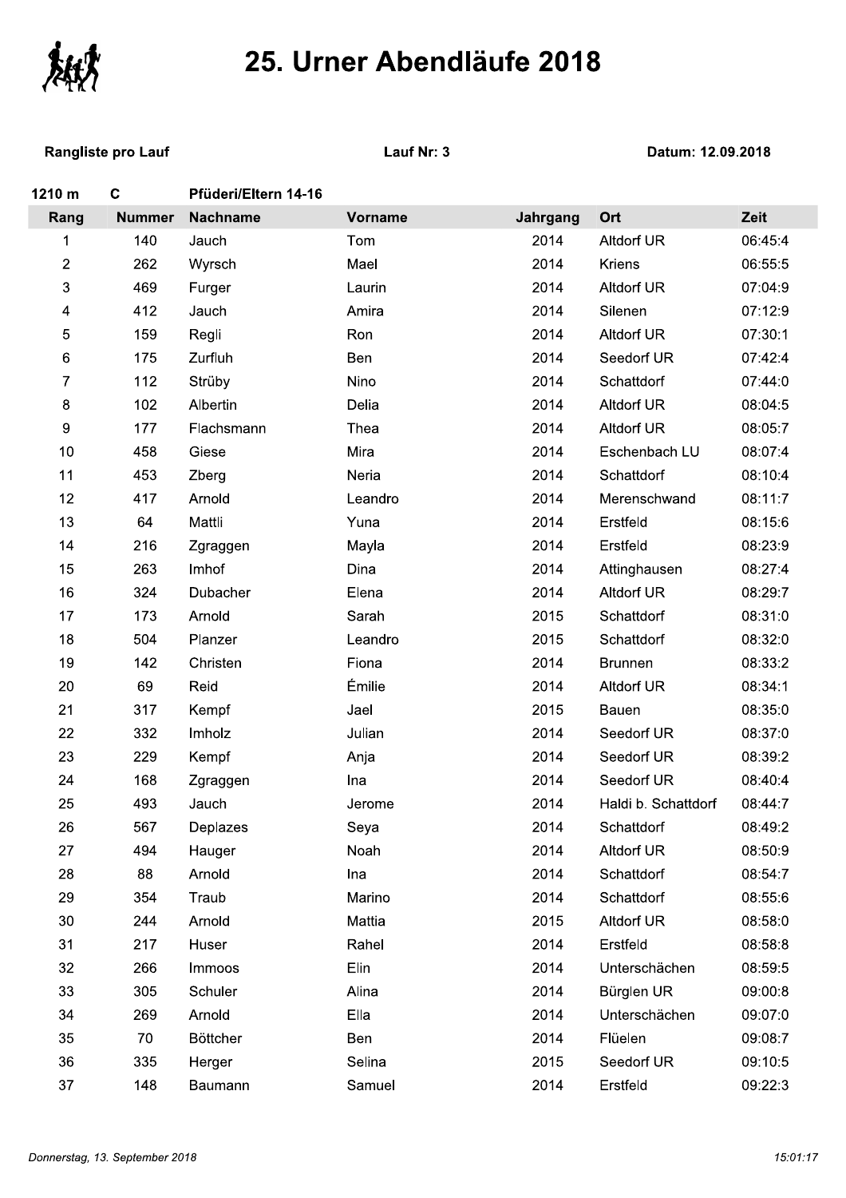# 25. Urner Abendläufe 2018

**Rangliste pro Lauf** **Lauf Nr: 3** **Datum: 12.09.2018**

**1210 m** **C** **Pfüderi/Eltern 14-16**

| Rang | Nummer | Nachname | Vorname | Jahrgang | Ort | Zeit |
|---|---|---|---|---|---|---|
| 1 | 140 | Jauch | Tom | 2014 | Altdorf UR | 06:45:4 |
| 2 | 262 | Wyrsch | Mael | 2014 | Kriens | 06:55:5 |
| 3 | 469 | Furger | Laurin | 2014 | Altdorf UR | 07:04:9 |
| 4 | 412 | Jauch | Amira | 2014 | Silenen | 07:12:9 |
| 5 | 159 | Regli | Ron | 2014 | Altdorf UR | 07:30:1 |
| 6 | 175 | Zurfluh | Ben | 2014 | Seedorf UR | 07:42:4 |
| 7 | 112 | Strüby | Nino | 2014 | Schattdorf | 07:44:0 |
| 8 | 102 | Albertin | Delia | 2014 | Altdorf UR | 08:04:5 |
| 9 | 177 | Flachsmann | Thea | 2014 | Altdorf UR | 08:05:7 |
| 10 | 458 | Giese | Mira | 2014 | Eschenbach LU | 08:07:4 |
| 11 | 453 | Zberg | Neria | 2014 | Schattdorf | 08:10:4 |
| 12 | 417 | Arnold | Leandro | 2014 | Merenschwand | 08:11:7 |
| 13 | 64 | Mattli | Yuna | 2014 | Erstfeld | 08:15:6 |
| 14 | 216 | Zgraggen | Mayla | 2014 | Erstfeld | 08:23:9 |
| 15 | 263 | Imhof | Dina | 2014 | Attinghausen | 08:27:4 |
| 16 | 324 | Dubacher | Elena | 2014 | Altdorf UR | 08:29:7 |
| 17 | 173 | Arnold | Sarah | 2015 | Schattdorf | 08:31:0 |
| 18 | 504 | Planzer | Leandro | 2015 | Schattdorf | 08:32:0 |
| 19 | 142 | Christen | Fiona | 2014 | Brunnen | 08:33:2 |
| 20 | 69 | Reid | Émilie | 2014 | Altdorf UR | 08:34:1 |
| 21 | 317 | Kempf | Jael | 2015 | Bauen | 08:35:0 |
| 22 | 332 | Imholz | Julian | 2014 | Seedorf UR | 08:37:0 |
| 23 | 229 | Kempf | Anja | 2014 | Seedorf UR | 08:39:2 |
| 24 | 168 | Zgraggen | Ina | 2014 | Seedorf UR | 08:40:4 |
| 25 | 493 | Jauch | Jerome | 2014 | Haldi b. Schattdorf | 08:44:7 |
| 26 | 567 | Deplazes | Seya | 2014 | Schattdorf | 08:49:2 |
| 27 | 494 | Hauger | Noah | 2014 | Altdorf UR | 08:50:9 |
| 28 | 88 | Arnold | Ina | 2014 | Schattdorf | 08:54:7 |
| 29 | 354 | Traub | Marino | 2014 | Schattdorf | 08:55:6 |
| 30 | 244 | Arnold | Mattia | 2015 | Altdorf UR | 08:58:0 |
| 31 | 217 | Huser | Rahel | 2014 | Erstfeld | 08:58:8 |
| 32 | 266 | Immoos | Elin | 2014 | Unterschächen | 08:59:5 |
| 33 | 305 | Schuler | Alina | 2014 | Bürglen UR | 09:00:8 |
| 34 | 269 | Arnold | Ella | 2014 | Unterschächen | 09:07:0 |
| 35 | 70 | Böttcher | Ben | 2014 | Flüelen | 09:08:7 |
| 36 | 335 | Herger | Selina | 2015 | Seedorf UR | 09:10:5 |
| 37 | 148 | Baumann | Samuel | 2014 | Erstfeld | 09:22:3 |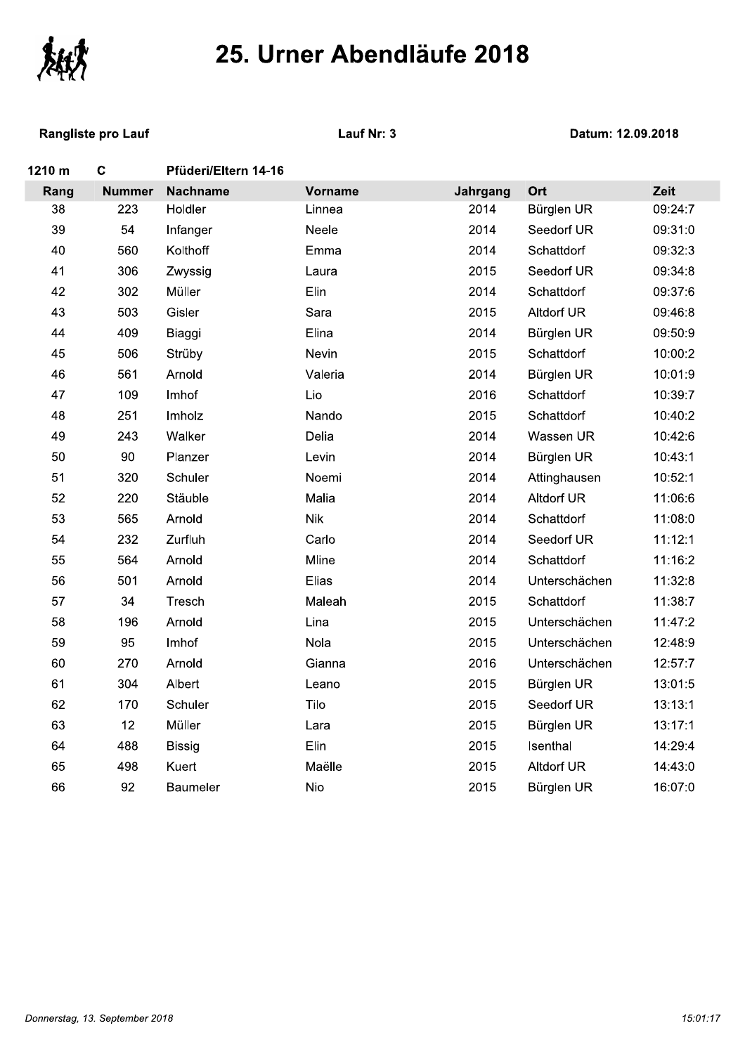# 25. Urner Abendläufe 2018

**Rangliste pro Lauf** **Lauf Nr: 3** **Datum: 12.09.2018**

**1210 m** **C** **Pfüderi/Eltern 14-16**

| Rang | Nummer | Nachname | Vorname | Jahrgang | Ort | Zeit |
|---|---|---|---|---|---|---|
| 38 | 223 | Holdler | Linnea | 2014 | Bürglen UR | 09:24:7 |
| 39 | 54 | Infanger | Neele | 2014 | Seedorf UR | 09:31:0 |
| 40 | 560 | Kolthoff | Emma | 2014 | Schattdorf | 09:32:3 |
| 41 | 306 | Zwyssig | Laura | 2015 | Seedorf UR | 09:34:8 |
| 42 | 302 | Müller | Elin | 2014 | Schattdorf | 09:37:6 |
| 43 | 503 | Gisler | Sara | 2015 | Altdorf UR | 09:46:8 |
| 44 | 409 | Biaggi | Elina | 2014 | Bürglen UR | 09:50:9 |
| 45 | 506 | Strüby | Nevin | 2015 | Schattdorf | 10:00:2 |
| 46 | 561 | Arnold | Valeria | 2014 | Bürglen UR | 10:01:9 |
| 47 | 109 | Imhof | Lio | 2016 | Schattdorf | 10:39:7 |
| 48 | 251 | Imholz | Nando | 2015 | Schattdorf | 10:40:2 |
| 49 | 243 | Walker | Delia | 2014 | Wassen UR | 10:42:6 |
| 50 | 90 | Planzer | Levin | 2014 | Bürglen UR | 10:43:1 |
| 51 | 320 | Schuler | Noemi | 2014 | Attinghausen | 10:52:1 |
| 52 | 220 | Stäuble | Malia | 2014 | Altdorf UR | 11:06:6 |
| 53 | 565 | Arnold | Nik | 2014 | Schattdorf | 11:08:0 |
| 54 | 232 | Zurfluh | Carlo | 2014 | Seedorf UR | 11:12:1 |
| 55 | 564 | Arnold | Mline | 2014 | Schattdorf | 11:16:2 |
| 56 | 501 | Arnold | Elias | 2014 | Unterschächen | 11:32:8 |
| 57 | 34 | Tresch | Maleah | 2015 | Schattdorf | 11:38:7 |
| 58 | 196 | Arnold | Lina | 2015 | Unterschächen | 11:47:2 |
| 59 | 95 | Imhof | Nola | 2015 | Unterschächen | 12:48:9 |
| 60 | 270 | Arnold | Gianna | 2016 | Unterschächen | 12:57:7 |
| 61 | 304 | Albert | Leano | 2015 | Bürglen UR | 13:01:5 |
| 62 | 170 | Schuler | Tilo | 2015 | Seedorf UR | 13:13:1 |
| 63 | 12 | Müller | Lara | 2015 | Bürglen UR | 13:17:1 |
| 64 | 488 | Bissig | Elin | 2015 | Isenthal | 14:29:4 |
| 65 | 498 | Kuert | Maëlle | 2015 | Altdorf UR | 14:43:0 |
| 66 | 92 | Baumeler | Nio | 2015 | Bürglen UR | 16:07:0 |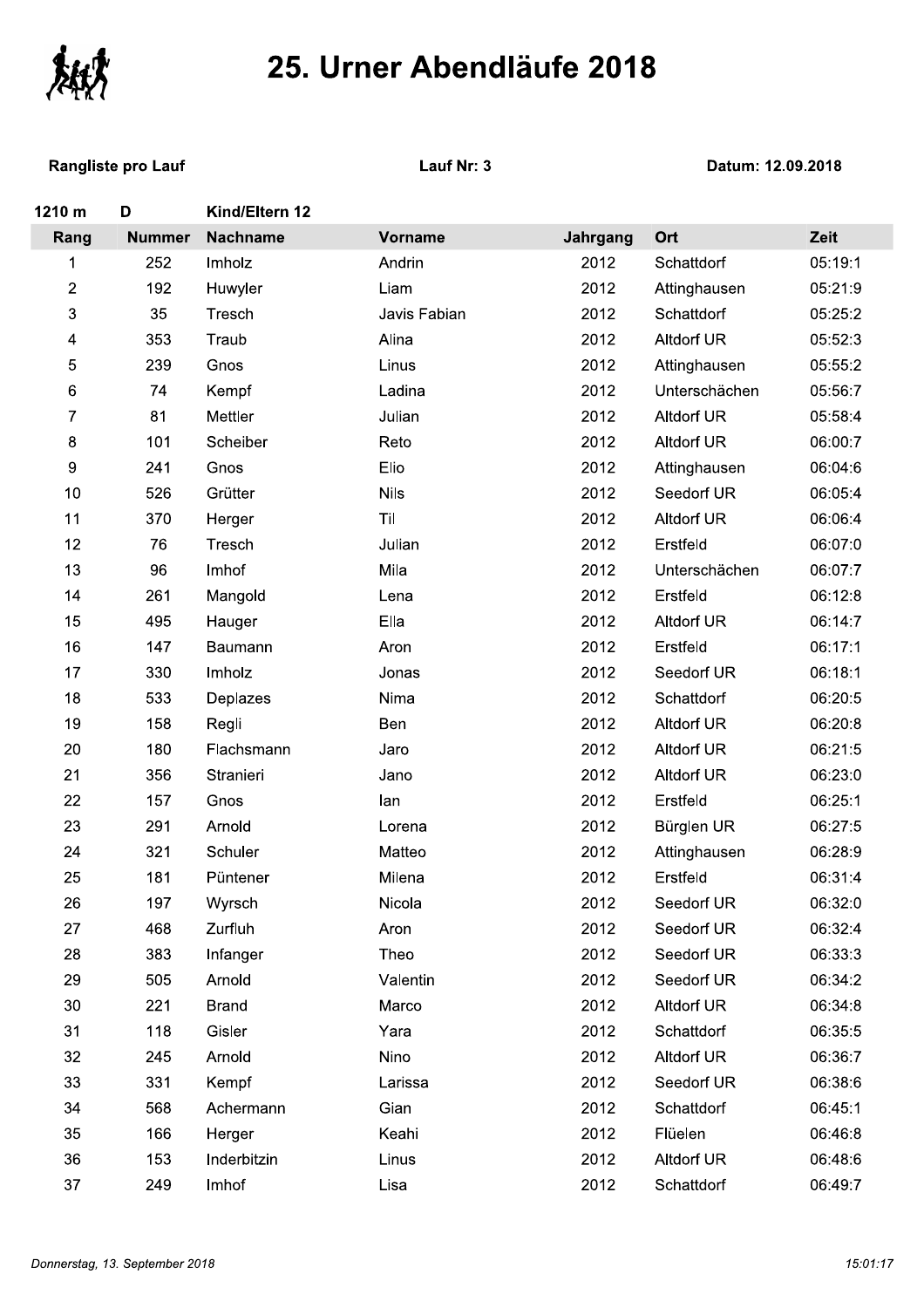# 25. Urner Abendläufe 2018

**Rangliste pro Lauf** **Lauf Nr: 3** **Datum: 12.09.2018**

**1210 m D Kind/Eltern 12**

| Rang | Nummer | Nachname | Vorname | Jahrgang | Ort | Zeit |
|---|---|---|---|---|---|---|
| 1 | 252 | Imholz | Andrin | 2012 | Schattdorf | 05:19:1 |
| 2 | 192 | Huwyler | Liam | 2012 | Attinghausen | 05:21:9 |
| 3 | 35 | Tresch | Javis Fabian | 2012 | Schattdorf | 05:25:2 |
| 4 | 353 | Traub | Alina | 2012 | Altdorf UR | 05:52:3 |
| 5 | 239 | Gnos | Linus | 2012 | Attinghausen | 05:55:2 |
| 6 | 74 | Kempf | Ladina | 2012 | Unterschächen | 05:56:7 |
| 7 | 81 | Mettler | Julian | 2012 | Altdorf UR | 05:58:4 |
| 8 | 101 | Scheiber | Reto | 2012 | Altdorf UR | 06:00:7 |
| 9 | 241 | Gnos | Elio | 2012 | Attinghausen | 06:04:6 |
| 10 | 526 | Grütter | Nils | 2012 | Seedorf UR | 06:05:4 |
| 11 | 370 | Herger | Til | 2012 | Altdorf UR | 06:06:4 |
| 12 | 76 | Tresch | Julian | 2012 | Erstfeld | 06:07:0 |
| 13 | 96 | Imhof | Mila | 2012 | Unterschächen | 06:07:7 |
| 14 | 261 | Mangold | Lena | 2012 | Erstfeld | 06:12:8 |
| 15 | 495 | Hauger | Ella | 2012 | Altdorf UR | 06:14:7 |
| 16 | 147 | Baumann | Aron | 2012 | Erstfeld | 06:17:1 |
| 17 | 330 | Imholz | Jonas | 2012 | Seedorf UR | 06:18:1 |
| 18 | 533 | Deplazes | Nima | 2012 | Schattdorf | 06:20:5 |
| 19 | 158 | Regli | Ben | 2012 | Altdorf UR | 06:20:8 |
| 20 | 180 | Flachsmann | Jaro | 2012 | Altdorf UR | 06:21:5 |
| 21 | 356 | Stranieri | Jano | 2012 | Altdorf UR | 06:23:0 |
| 22 | 157 | Gnos | Ian | 2012 | Erstfeld | 06:25:1 |
| 23 | 291 | Arnold | Lorena | 2012 | Bürglen UR | 06:27:5 |
| 24 | 321 | Schuler | Matteo | 2012 | Attinghausen | 06:28:9 |
| 25 | 181 | Püntener | Milena | 2012 | Erstfeld | 06:31:4 |
| 26 | 197 | Wyrsch | Nicola | 2012 | Seedorf UR | 06:32:0 |
| 27 | 468 | Zurfluh | Aron | 2012 | Seedorf UR | 06:32:4 |
| 28 | 383 | Infanger | Theo | 2012 | Seedorf UR | 06:33:3 |
| 29 | 505 | Arnold | Valentin | 2012 | Seedorf UR | 06:34:2 |
| 30 | 221 | Brand | Marco | 2012 | Altdorf UR | 06:34:8 |
| 31 | 118 | Gisler | Yara | 2012 | Schattdorf | 06:35:5 |
| 32 | 245 | Arnold | Nino | 2012 | Altdorf UR | 06:36:7 |
| 33 | 331 | Kempf | Larissa | 2012 | Seedorf UR | 06:38:6 |
| 34 | 568 | Achermann | Gian | 2012 | Schattdorf | 06:45:1 |
| 35 | 166 | Herger | Keahi | 2012 | Flüelen | 06:46:8 |
| 36 | 153 | Inderbitzin | Linus | 2012 | Altdorf UR | 06:48:6 |
| 37 | 249 | Imhof | Lisa | 2012 | Schattdorf | 06:49:7 |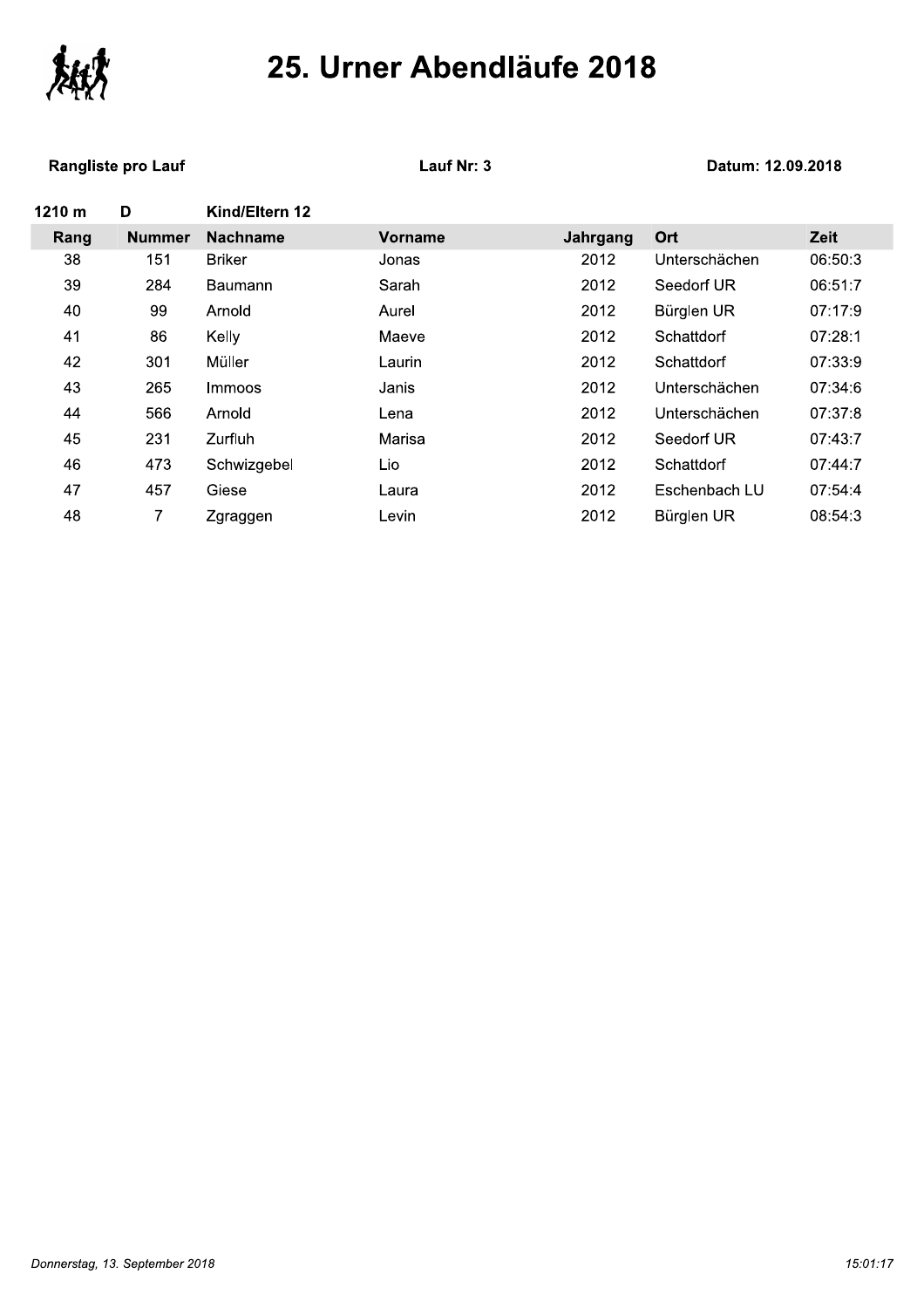# 25. Urner Abendläufe 2018

**Rangliste pro Lauf** **Lauf Nr: 3** **Datum: 12.09.2018**

**1210 m** **D** **Kind/Eltern 12**

| Rang | Nummer | Nachname | Vorname | Jahrgang | Ort | Zeit |
|---|---|---|---|---|---|---|
| 38 | 151 | Briker | Jonas | 2012 | Unterschächen | 06:50:3 |
| 39 | 284 | Baumann | Sarah | 2012 | Seedorf UR | 06:51:7 |
| 40 | 99 | Arnold | Aurel | 2012 | Bürglen UR | 07:17:9 |
| 41 | 86 | Kelly | Maeve | 2012 | Schattdorf | 07:28:1 |
| 42 | 301 | Müller | Laurin | 2012 | Schattdorf | 07:33:9 |
| 43 | 265 | Immoos | Janis | 2012 | Unterschächen | 07:34:6 |
| 44 | 566 | Arnold | Lena | 2012 | Unterschächen | 07:37:8 |
| 45 | 231 | Zurfluh | Marisa | 2012 | Seedorf UR | 07:43:7 |
| 46 | 473 | Schwizgebel | Lio | 2012 | Schattdorf | 07:44:7 |
| 47 | 457 | Giese | Laura | 2012 | Eschenbach LU | 07:54:4 |
| 48 | 7 | Zgraggen | Levin | 2012 | Bürglen UR | 08:54:3 |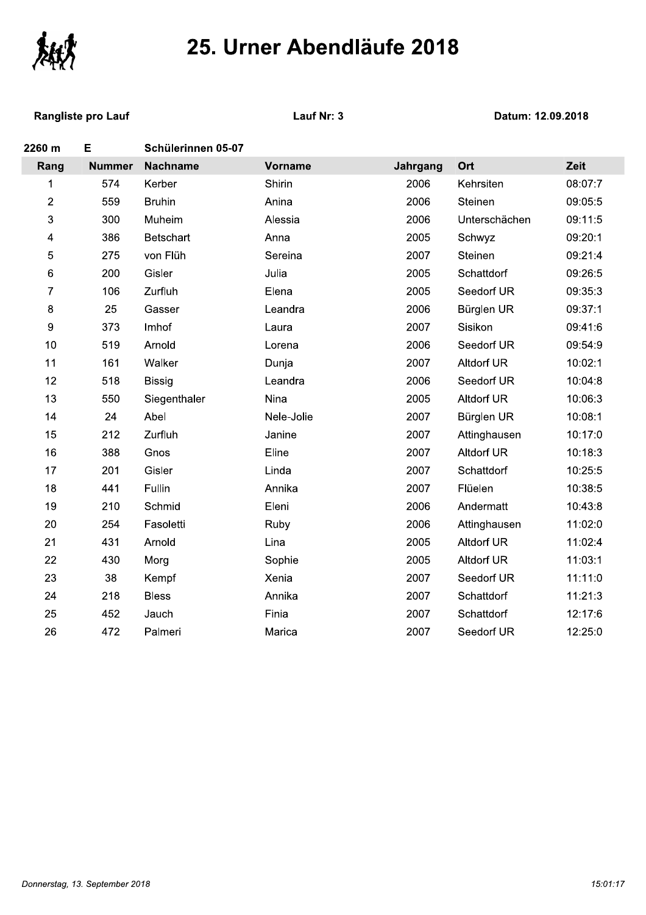# 25. Urner Abendläufe 2018

**Rangliste pro Lauf** **Lauf Nr: 3** **Datum: 12.09.2018**

**2260 m** **E** **Schülerinnen 05-07**

| Rang | Nummer | Nachname | Vorname | Jahrgang | Ort | Zeit |
|---|---|---|---|---|---|---|
| 1 | 574 | Kerber | Shirin | 2006 | Kehrsiten | 08:07:7 |
| 2 | 559 | Bruhin | Anina | 2006 | Steinen | 09:05:5 |
| 3 | 300 | Muheim | Alessia | 2006 | Unterschächen | 09:11:5 |
| 4 | 386 | Betschart | Anna | 2005 | Schwyz | 09:20:1 |
| 5 | 275 | von Flüh | Sereina | 2007 | Steinen | 09:21:4 |
| 6 | 200 | Gisler | Julia | 2005 | Schattdorf | 09:26:5 |
| 7 | 106 | Zurfluh | Elena | 2005 | Seedorf UR | 09:35:3 |
| 8 | 25 | Gasser | Leandra | 2006 | Bürglen UR | 09:37:1 |
| 9 | 373 | Imhof | Laura | 2007 | Sisikon | 09:41:6 |
| 10 | 519 | Arnold | Lorena | 2006 | Seedorf UR | 09:54:9 |
| 11 | 161 | Walker | Dunja | 2007 | Altdorf UR | 10:02:1 |
| 12 | 518 | Bissig | Leandra | 2006 | Seedorf UR | 10:04:8 |
| 13 | 550 | Siegenthaler | Nina | 2005 | Altdorf UR | 10:06:3 |
| 14 | 24 | Abel | Nele-Jolie | 2007 | Bürglen UR | 10:08:1 |
| 15 | 212 | Zurfluh | Janine | 2007 | Attinghausen | 10:17:0 |
| 16 | 388 | Gnos | Eline | 2007 | Altdorf UR | 10:18:3 |
| 17 | 201 | Gisler | Linda | 2007 | Schattdorf | 10:25:5 |
| 18 | 441 | Fullin | Annika | 2007 | Flüelen | 10:38:5 |
| 19 | 210 | Schmid | Eleni | 2006 | Andermatt | 10:43:8 |
| 20 | 254 | Fasoletti | Ruby | 2006 | Attinghausen | 11:02:0 |
| 21 | 431 | Arnold | Lina | 2005 | Altdorf UR | 11:02:4 |
| 22 | 430 | Morg | Sophie | 2005 | Altdorf UR | 11:03:1 |
| 23 | 38 | Kempf | Xenia | 2007 | Seedorf UR | 11:11:0 |
| 24 | 218 | Bless | Annika | 2007 | Schattdorf | 11:21:3 |
| 25 | 452 | Jauch | Finia | 2007 | Schattdorf | 12:17:6 |
| 26 | 472 | Palmeri | Marica | 2007 | Seedorf UR | 12:25:0 |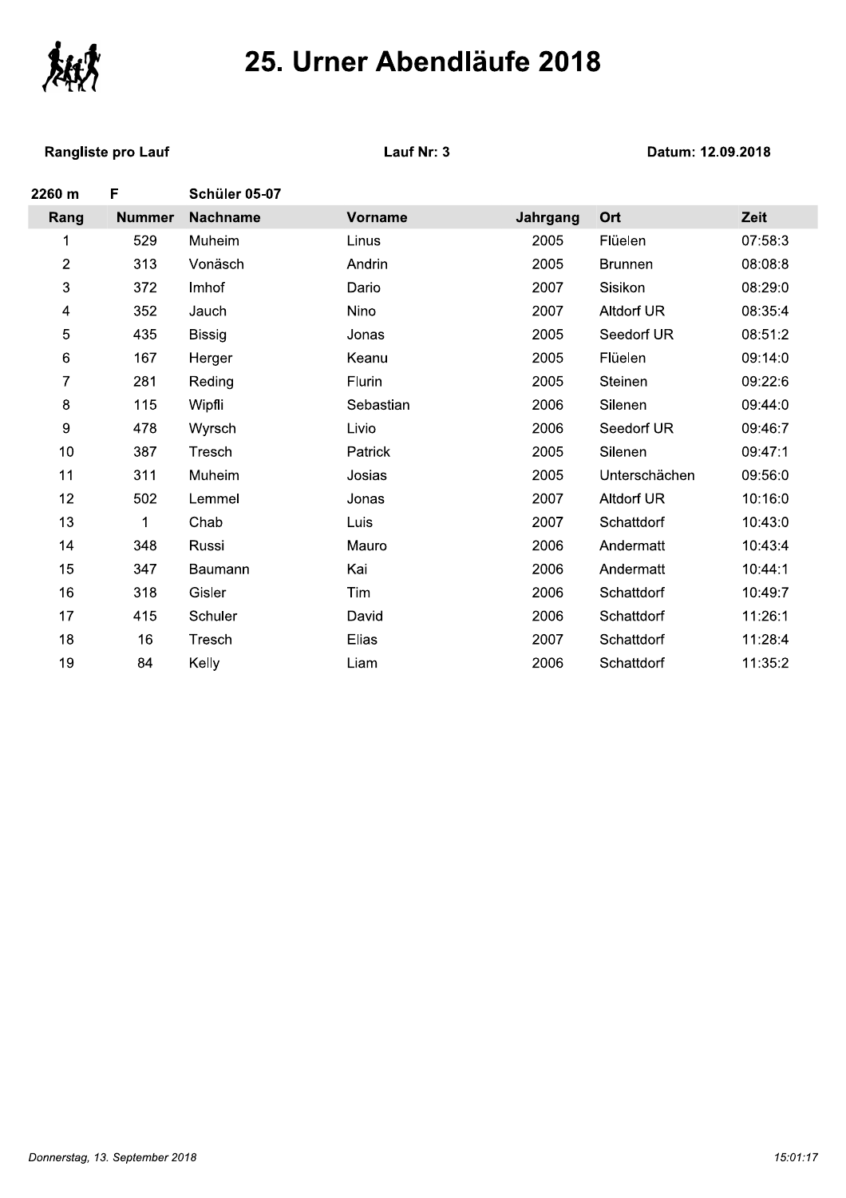# 25. Urner Abendläufe 2018

**Rangliste pro Lauf** **Lauf Nr: 3** **Datum: 12.09.2018**

**2260 m** **F** **Schüler 05-07**

| Rang | Nummer | Nachname | Vorname | Jahrgang | Ort | Zeit |
|---|---|---|---|---|---|---|
| 1 | 529 | Muheim | Linus | 2005 | Flüelen | 07:58:3 |
| 2 | 313 | Vonäsch | Andrin | 2005 | Brunnen | 08:08:8 |
| 3 | 372 | Imhof | Dario | 2007 | Sisikon | 08:29:0 |
| 4 | 352 | Jauch | Nino | 2007 | Altdorf UR | 08:35:4 |
| 5 | 435 | Bissig | Jonas | 2005 | Seedorf UR | 08:51:2 |
| 6 | 167 | Herger | Keanu | 2005 | Flüelen | 09:14:0 |
| 7 | 281 | Reding | Flurin | 2005 | Steinen | 09:22:6 |
| 8 | 115 | Wipfli | Sebastian | 2006 | Silenen | 09:44:0 |
| 9 | 478 | Wyrsch | Livio | 2006 | Seedorf UR | 09:46:7 |
| 10 | 387 | Tresch | Patrick | 2005 | Silenen | 09:47:1 |
| 11 | 311 | Muheim | Josias | 2005 | Unterschächen | 09:56:0 |
| 12 | 502 | Lemmel | Jonas | 2007 | Altdorf UR | 10:16:0 |
| 13 | 1 | Chab | Luis | 2007 | Schattdorf | 10:43:0 |
| 14 | 348 | Russi | Mauro | 2006 | Andermatt | 10:43:4 |
| 15 | 347 | Baumann | Kai | 2006 | Andermatt | 10:44:1 |
| 16 | 318 | Gisler | Tim | 2006 | Schattdorf | 10:49:7 |
| 17 | 415 | Schuler | David | 2006 | Schattdorf | 11:26:1 |
| 18 | 16 | Tresch | Elias | 2007 | Schattdorf | 11:28:4 |
| 19 | 84 | Kelly | Liam | 2006 | Schattdorf | 11:35:2 |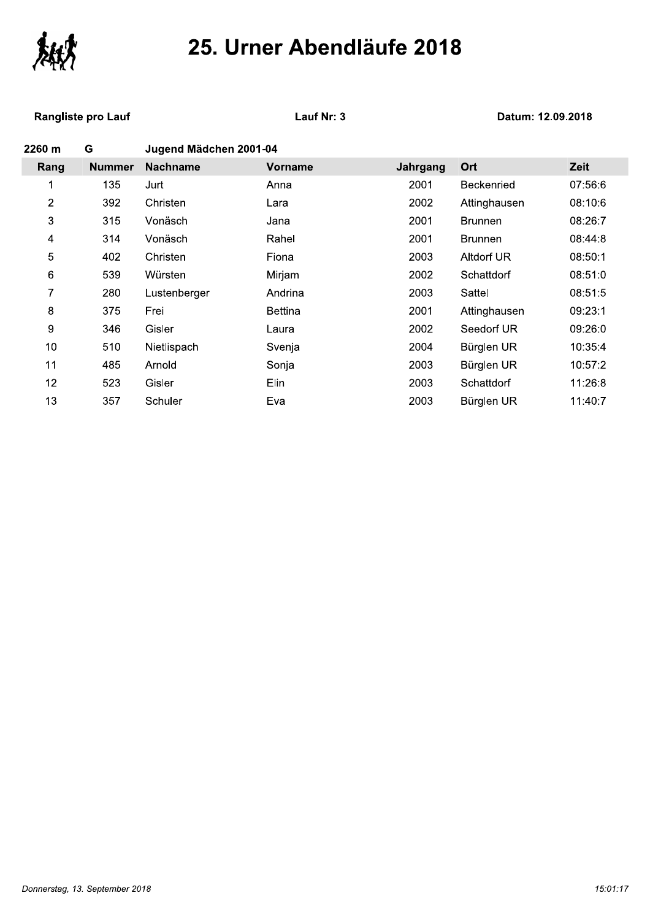# 25. Urner Abendläufe 2018

**Rangliste pro Lauf** **Lauf Nr: 3** **Datum: 12.09.2018**

**2260 m** **G** **Jugend Mädchen 2001-04**

| Rang | Nummer | Nachname | Vorname | Jahrgang | Ort | Zeit |
|---|---|---|---|---|---|---|
| 1 | 135 | Jurt | Anna | 2001 | Beckenried | 07:56:6 |
| 2 | 392 | Christen | Lara | 2002 | Attinghausen | 08:10:6 |
| 3 | 315 | Vonäsch | Jana | 2001 | Brunnen | 08:26:7 |
| 4 | 314 | Vonäsch | Rahel | 2001 | Brunnen | 08:44:8 |
| 5 | 402 | Christen | Fiona | 2003 | Altdorf UR | 08:50:1 |
| 6 | 539 | Würsten | Mirjam | 2002 | Schattdorf | 08:51:0 |
| 7 | 280 | Lustenberger | Andrina | 2003 | Sattel | 08:51:5 |
| 8 | 375 | Frei | Bettina | 2001 | Attinghausen | 09:23:1 |
| 9 | 346 | Gisler | Laura | 2002 | Seedorf UR | 09:26:0 |
| 10 | 510 | Nietlispach | Svenja | 2004 | Bürglen UR | 10:35:4 |
| 11 | 485 | Arnold | Sonja | 2003 | Bürglen UR | 10:57:2 |
| 12 | 523 | Gisler | Elin | 2003 | Schattdorf | 11:26:8 |
| 13 | 357 | Schuler | Eva | 2003 | Bürglen UR | 11:40:7 |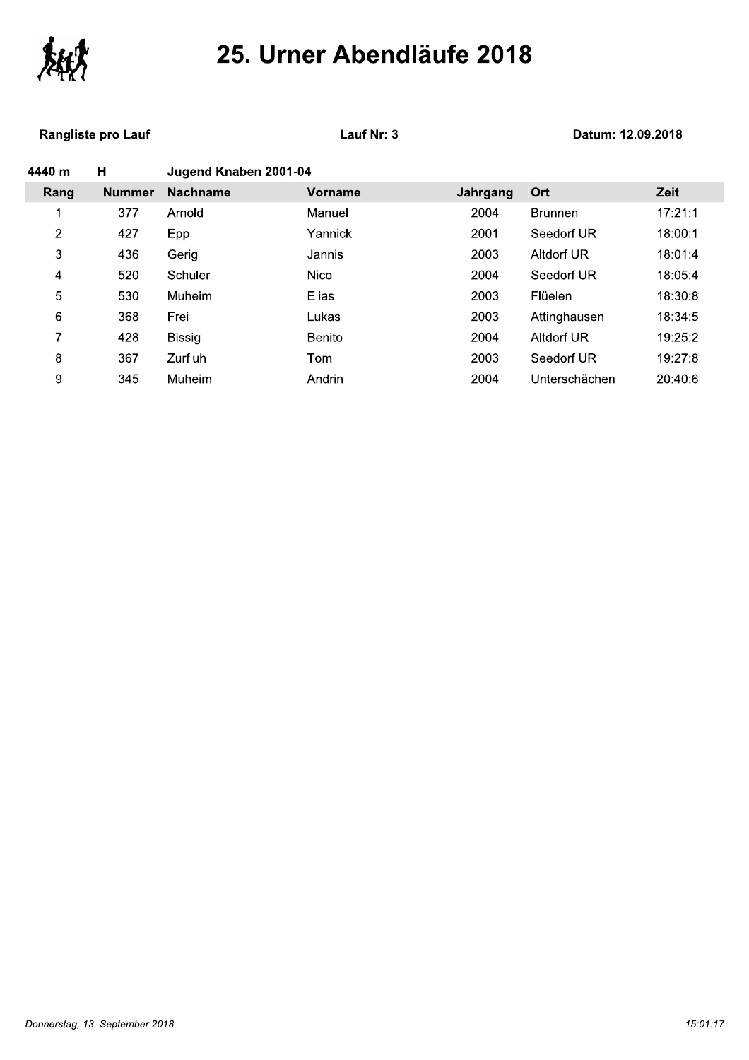# 25. Urner Abendläufe 2018

**Rangliste pro Lauf** **Lauf Nr: 3** **Datum: 12.09.2018**

**4440 m** **H** **Jugend Knaben 2001-04**

| Rang | Nummer | Nachname | Vorname | Jahrgang | Ort | Zeit |
|---|---|---|---|---|---|---|
| 1 | 377 | Arnold | Manuel | 2004 | Brunnen | 17:21:1 |
| 2 | 427 | Epp | Yannick | 2001 | Seedorf UR | 18:00:1 |
| 3 | 436 | Gerig | Jannis | 2003 | Altdorf UR | 18:01:4 |
| 4 | 520 | Schuler | Nico | 2004 | Seedorf UR | 18:05:4 |
| 5 | 530 | Muheim | Elias | 2003 | Flüelen | 18:30:8 |
| 6 | 368 | Frei | Lukas | 2003 | Attinghausen | 18:34:5 |
| 7 | 428 | Bissig | Benito | 2004 | Altdorf UR | 19:25:2 |
| 8 | 367 | Zurfluh | Tom | 2003 | Seedorf UR | 19:27:8 |
| 9 | 345 | Muheim | Andrin | 2004 | Unterschächen | 20:40:6 |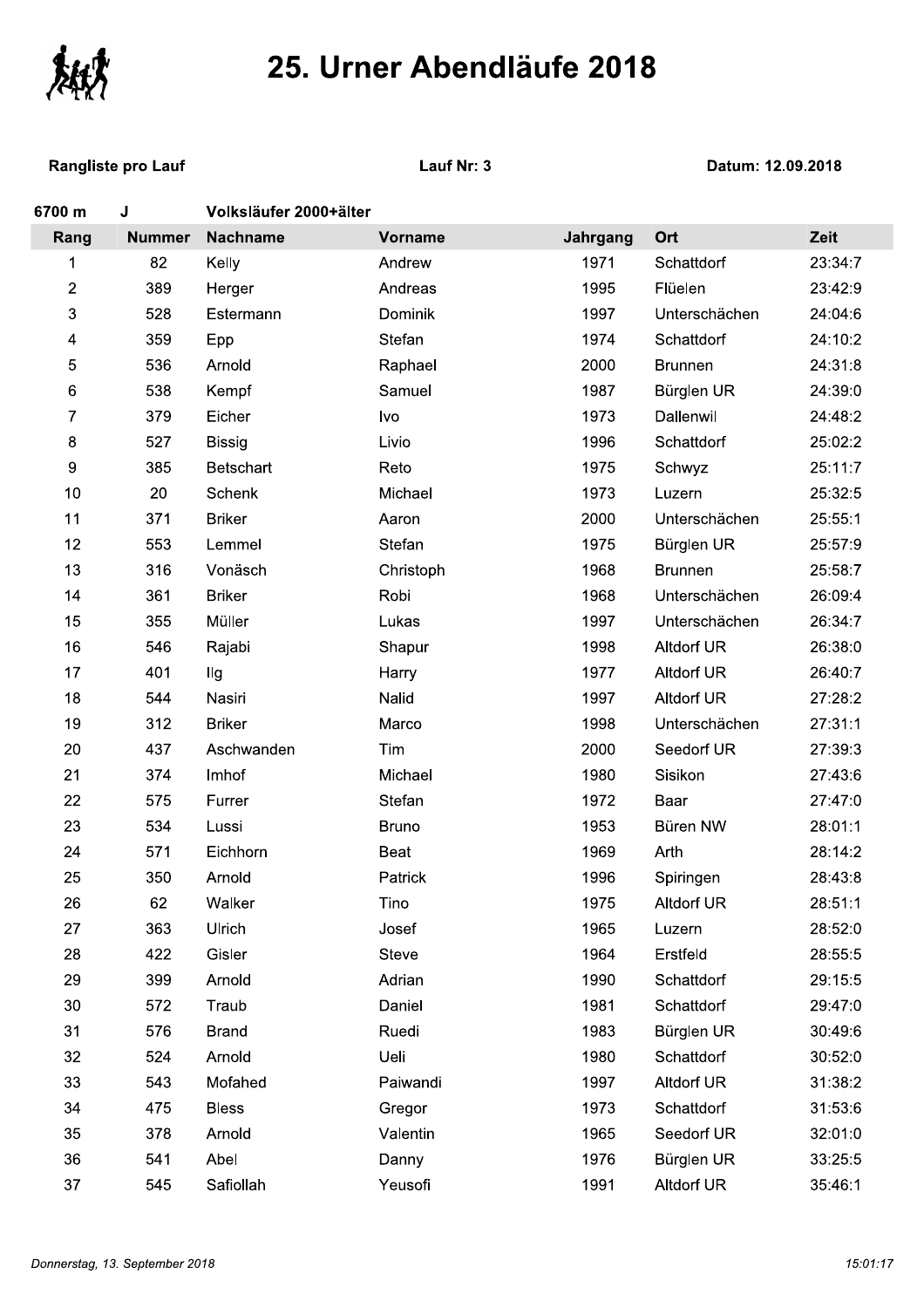# 25. Urner Abendläufe 2018

**Rangliste pro Lauf** **Lauf Nr: 3** **Datum: 12.09.2018**

**6700 m J Volksläufer 2000+älter**

| Rang | Nummer | Nachname | Vorname | Jahrgang | Ort | Zeit |
|---|---|---|---|---|---|---|
| 1 | 82 | Kelly | Andrew | 1971 | Schattdorf | 23:34:7 |
| 2 | 389 | Herger | Andreas | 1995 | Flüelen | 23:42:9 |
| 3 | 528 | Estermann | Dominik | 1997 | Unterschächen | 24:04:6 |
| 4 | 359 | Epp | Stefan | 1974 | Schattdorf | 24:10:2 |
| 5 | 536 | Arnold | Raphael | 2000 | Brunnen | 24:31:8 |
| 6 | 538 | Kempf | Samuel | 1987 | Bürglen UR | 24:39:0 |
| 7 | 379 | Eicher | Ivo | 1973 | Dallenwil | 24:48:2 |
| 8 | 527 | Bissig | Livio | 1996 | Schattdorf | 25:02:2 |
| 9 | 385 | Betschart | Reto | 1975 | Schwyz | 25:11:7 |
| 10 | 20 | Schenk | Michael | 1973 | Luzern | 25:32:5 |
| 11 | 371 | Briker | Aaron | 2000 | Unterschächen | 25:55:1 |
| 12 | 553 | Lemmel | Stefan | 1975 | Bürglen UR | 25:57:9 |
| 13 | 316 | Vonäsch | Christoph | 1968 | Brunnen | 25:58:7 |
| 14 | 361 | Briker | Robi | 1968 | Unterschächen | 26:09:4 |
| 15 | 355 | Müller | Lukas | 1997 | Unterschächen | 26:34:7 |
| 16 | 546 | Rajabi | Shapur | 1998 | Altdorf UR | 26:38:0 |
| 17 | 401 | Ilg | Harry | 1977 | Altdorf UR | 26:40:7 |
| 18 | 544 | Nasiri | Nalid | 1997 | Altdorf UR | 27:28:2 |
| 19 | 312 | Briker | Marco | 1998 | Unterschächen | 27:31:1 |
| 20 | 437 | Aschwanden | Tim | 2000 | Seedorf UR | 27:39:3 |
| 21 | 374 | Imhof | Michael | 1980 | Sisikon | 27:43:6 |
| 22 | 575 | Furrer | Stefan | 1972 | Baar | 27:47:0 |
| 23 | 534 | Lussi | Bruno | 1953 | Büren NW | 28:01:1 |
| 24 | 571 | Eichhorn | Beat | 1969 | Arth | 28:14:2 |
| 25 | 350 | Arnold | Patrick | 1996 | Spiringen | 28:43:8 |
| 26 | 62 | Walker | Tino | 1975 | Altdorf UR | 28:51:1 |
| 27 | 363 | Ulrich | Josef | 1965 | Luzern | 28:52:0 |
| 28 | 422 | Gisler | Steve | 1964 | Erstfeld | 28:55:5 |
| 29 | 399 | Arnold | Adrian | 1990 | Schattdorf | 29:15:5 |
| 30 | 572 | Traub | Daniel | 1981 | Schattdorf | 29:47:0 |
| 31 | 576 | Brand | Ruedi | 1983 | Bürglen UR | 30:49:6 |
| 32 | 524 | Arnold | Ueli | 1980 | Schattdorf | 30:52:0 |
| 33 | 543 | Mofahed | Paiwandi | 1997 | Altdorf UR | 31:38:2 |
| 34 | 475 | Bless | Gregor | 1973 | Schattdorf | 31:53:6 |
| 35 | 378 | Arnold | Valentin | 1965 | Seedorf UR | 32:01:0 |
| 36 | 541 | Abel | Danny | 1976 | Bürglen UR | 33:25:5 |
| 37 | 545 | Safiollah | Yeusofi | 1991 | Altdorf UR | 35:46:1 |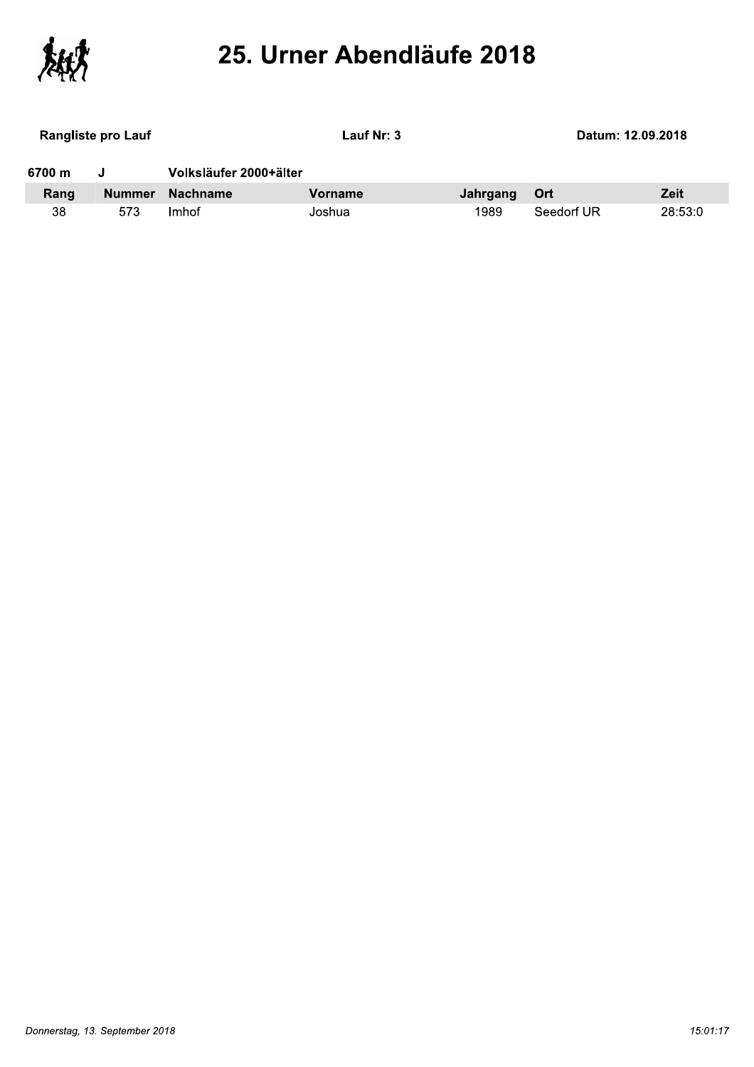# 25. Urner Abendläufe 2018

**Rangliste pro Lauf** **Lauf Nr: 3** **Datum: 12.09.2018**

**6700 m J Volksläufer 2000+älter**

| Rang | Nummer | Nachname | Vorname | Jahrgang | Ort | Zeit |
|---|---|---|---|---|---|---|
| 38 | 573 | Imhof | Joshua | 1989 | Seedorf UR | 28:53:0 |

*Donnerstag, 13. September 2018* *15:01:17*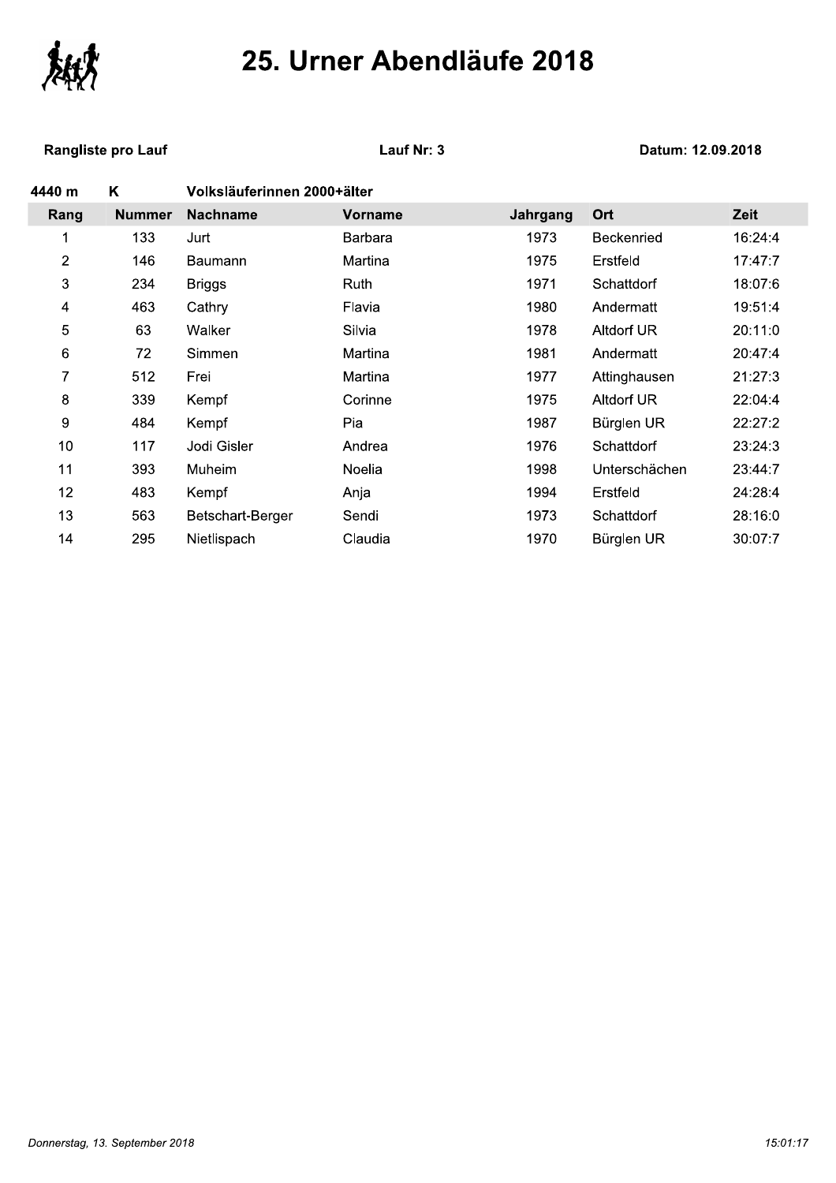# 25. Urner Abendläufe 2018

**Rangliste pro Lauf** | **Lauf Nr: 3** | **Datum: 12.09.2018**

**4440 m** **K** **Volksläuferinnen 2000+älter**

| Rang | Nummer | Nachname | Vorname | Jahrgang | Ort | Zeit |
|---|---|---|---|---|---|---|
| 1 | 133 | Jurt | Barbara | 1973 | Beckenried | 16:24:4 |
| 2 | 146 | Baumann | Martina | 1975 | Erstfeld | 17:47:7 |
| 3 | 234 | Briggs | Ruth | 1971 | Schattdorf | 18:07:6 |
| 4 | 463 | Cathry | Flavia | 1980 | Andermatt | 19:51:4 |
| 5 | 63 | Walker | Silvia | 1978 | Altdorf UR | 20:11:0 |
| 6 | 72 | Simmen | Martina | 1981 | Andermatt | 20:47:4 |
| 7 | 512 | Frei | Martina | 1977 | Attinghausen | 21:27:3 |
| 8 | 339 | Kempf | Corinne | 1975 | Altdorf UR | 22:04:4 |
| 9 | 484 | Kempf | Pia | 1987 | Bürglen UR | 22:27:2 |
| 10 | 117 | Jodi Gisler | Andrea | 1976 | Schattdorf | 23:24:3 |
| 11 | 393 | Muheim | Noelia | 1998 | Unterschächen | 23:44:7 |
| 12 | 483 | Kempf | Anja | 1994 | Erstfeld | 24:28:4 |
| 13 | 563 | Betschart-Berger | Sendi | 1973 | Schattdorf | 28:16:0 |
| 14 | 295 | Nietlispach | Claudia | 1970 | Bürglen UR | 30:07:7 |

*Donnerstag, 13. September 2018* *15:01:17*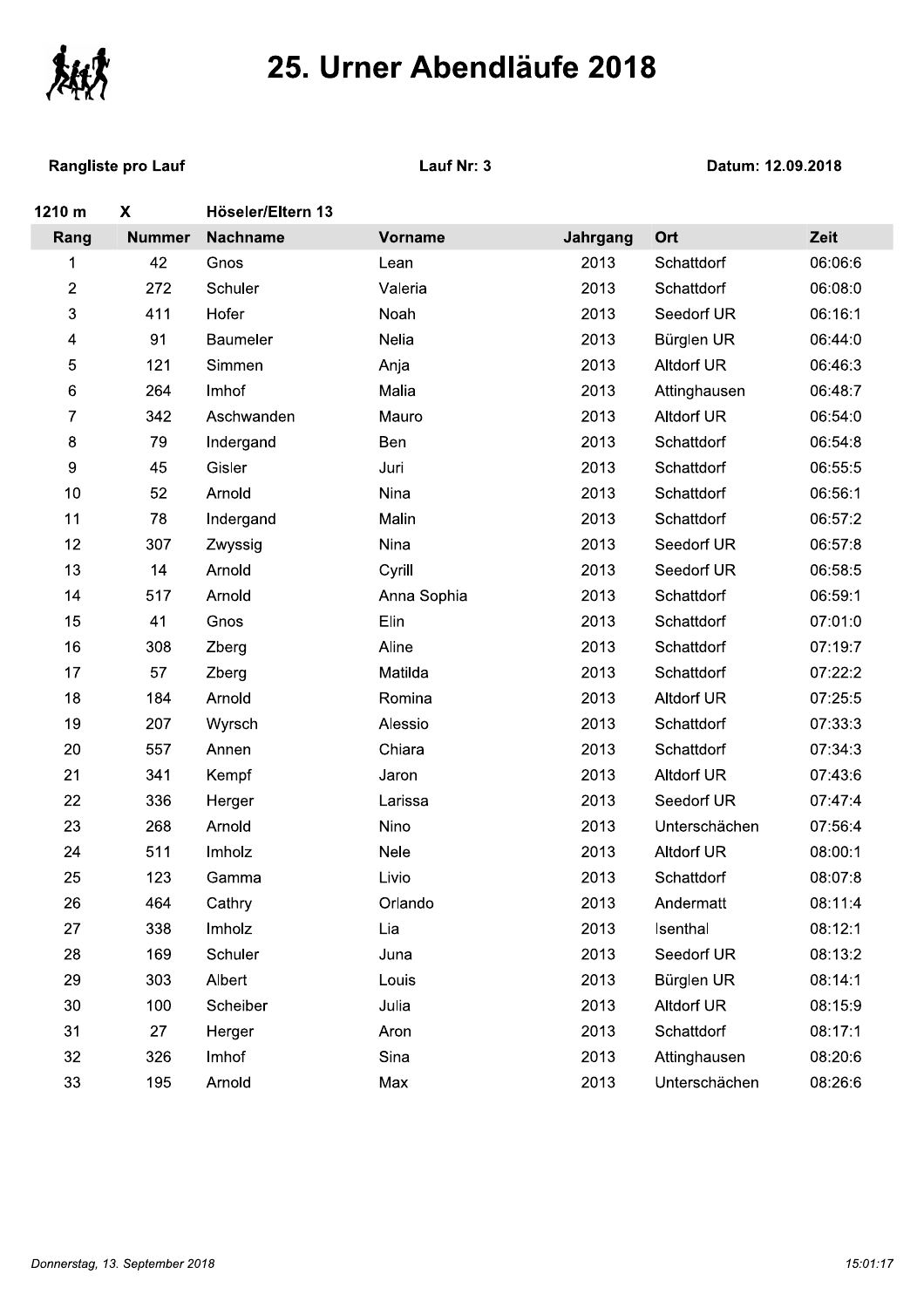# 25. Urner Abendläufe 2018

**Rangliste pro Lauf** **Lauf Nr: 3** **Datum: 12.09.2018**

**1210 m** **X** **Höseler/Eltern 13**

| Rang | Nummer | Nachname | Vorname | Jahrgang | Ort | Zeit |
|---|---|---|---|---|---|---|
| 1 | 42 | Gnos | Lean | 2013 | Schattdorf | 06:06:6 |
| 2 | 272 | Schuler | Valeria | 2013 | Schattdorf | 06:08:0 |
| 3 | 411 | Hofer | Noah | 2013 | Seedorf UR | 06:16:1 |
| 4 | 91 | Baumeler | Nelia | 2013 | Bürglen UR | 06:44:0 |
| 5 | 121 | Simmen | Anja | 2013 | Altdorf UR | 06:46:3 |
| 6 | 264 | Imhof | Malia | 2013 | Attinghausen | 06:48:7 |
| 7 | 342 | Aschwanden | Mauro | 2013 | Altdorf UR | 06:54:0 |
| 8 | 79 | Indergand | Ben | 2013 | Schattdorf | 06:54:8 |
| 9 | 45 | Gisler | Juri | 2013 | Schattdorf | 06:55:5 |
| 10 | 52 | Arnold | Nina | 2013 | Schattdorf | 06:56:1 |
| 11 | 78 | Indergand | Malin | 2013 | Schattdorf | 06:57:2 |
| 12 | 307 | Zwyssig | Nina | 2013 | Seedorf UR | 06:57:8 |
| 13 | 14 | Arnold | Cyrill | 2013 | Seedorf UR | 06:58:5 |
| 14 | 517 | Arnold | Anna Sophia | 2013 | Schattdorf | 06:59:1 |
| 15 | 41 | Gnos | Elin | 2013 | Schattdorf | 07:01:0 |
| 16 | 308 | Zberg | Aline | 2013 | Schattdorf | 07:19:7 |
| 17 | 57 | Zberg | Matilda | 2013 | Schattdorf | 07:22:2 |
| 18 | 184 | Arnold | Romina | 2013 | Altdorf UR | 07:25:5 |
| 19 | 207 | Wyrsch | Alessio | 2013 | Schattdorf | 07:33:3 |
| 20 | 557 | Annen | Chiara | 2013 | Schattdorf | 07:34:3 |
| 21 | 341 | Kempf | Jaron | 2013 | Altdorf UR | 07:43:6 |
| 22 | 336 | Herger | Larissa | 2013 | Seedorf UR | 07:47:4 |
| 23 | 268 | Arnold | Nino | 2013 | Unterschächen | 07:56:4 |
| 24 | 511 | Imholz | Nele | 2013 | Altdorf UR | 08:00:1 |
| 25 | 123 | Gamma | Livio | 2013 | Schattdorf | 08:07:8 |
| 26 | 464 | Cathry | Orlando | 2013 | Andermatt | 08:11:4 |
| 27 | 338 | Imholz | Lia | 2013 | Isenthal | 08:12:1 |
| 28 | 169 | Schuler | Juna | 2013 | Seedorf UR | 08:13:2 |
| 29 | 303 | Albert | Louis | 2013 | Bürglen UR | 08:14:1 |
| 30 | 100 | Scheiber | Julia | 2013 | Altdorf UR | 08:15:9 |
| 31 | 27 | Herger | Aron | 2013 | Schattdorf | 08:17:1 |
| 32 | 326 | Imhof | Sina | 2013 | Attinghausen | 08:20:6 |
| 33 | 195 | Arnold | Max | 2013 | Unterschächen | 08:26:6 |